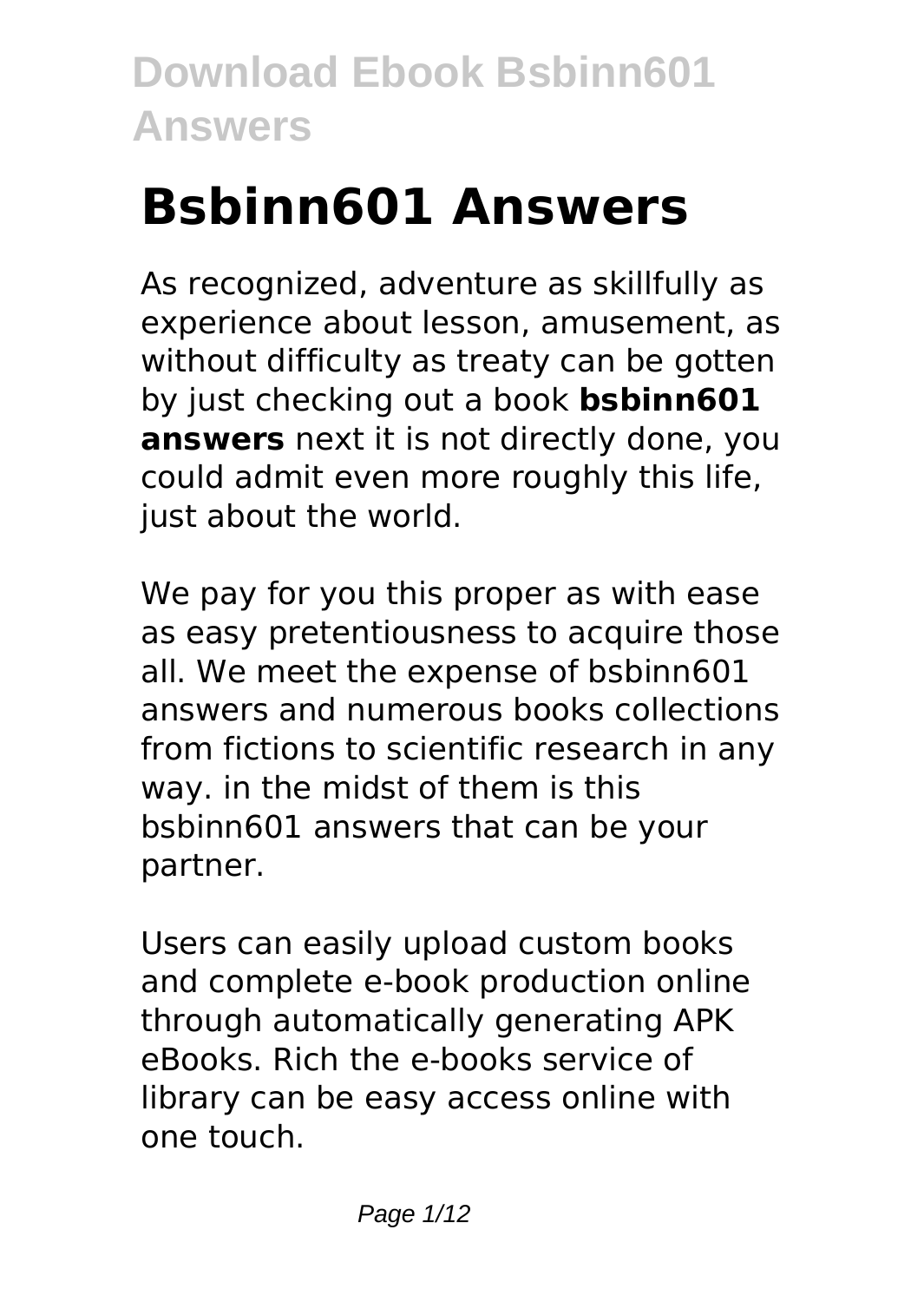# Bsbinn601 Answers

As recognized, adventure as skillfully as experience about lesson, amusement, as without difficulty as treaty can be gotten by just checking out a book **bsbinn601 answers** next it is not directly done, you could admit even more roughly this life, just about the world.

We pay for you this proper as with ease as easy pretentiousness to acquire those all. We meet the expense of bsbinn601 answers and numerous books collections from fictions to scientific research in any way. in the midst of them is this bsbinn601 answers that can be your partner.

Users can easily upload custom books and complete e-book production online through automatically generating APK eBooks. Rich the e-books service of library can be easy access online with one touch.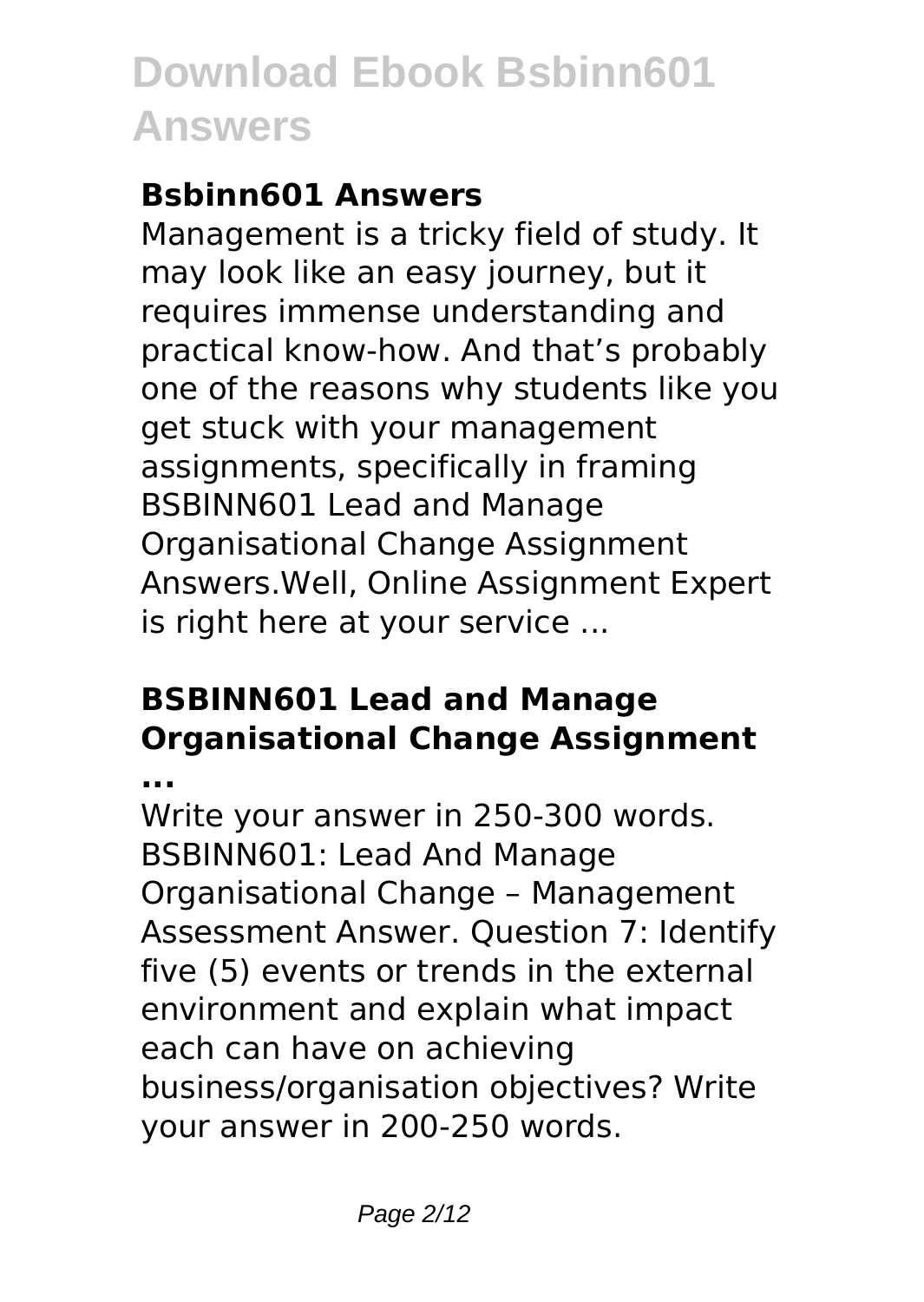### Bsbinn601 Answers

Management is a tricky field of study. It may look like an easy journey, but it requires immense understanding and practical know-how. And that's probably one of the reasons why students like you get stuck with your management assignments, specifically in framing BSBINN601 Lead and Manage Organisational Change Assignment Answers.Well, Online Assignment Expert is right here at your service ...

### BSBINN601 Lead and Manage Organisational Change Assignment ...

Write your answer in 250-300 words. BSBINN601: Lead And Manage Organisational Change – Management Assessment Answer. Question 7: Identify five (5) events or trends in the external environment and explain what impact each can have on achieving business/organisation objectives? Write your answer in 200-250 words.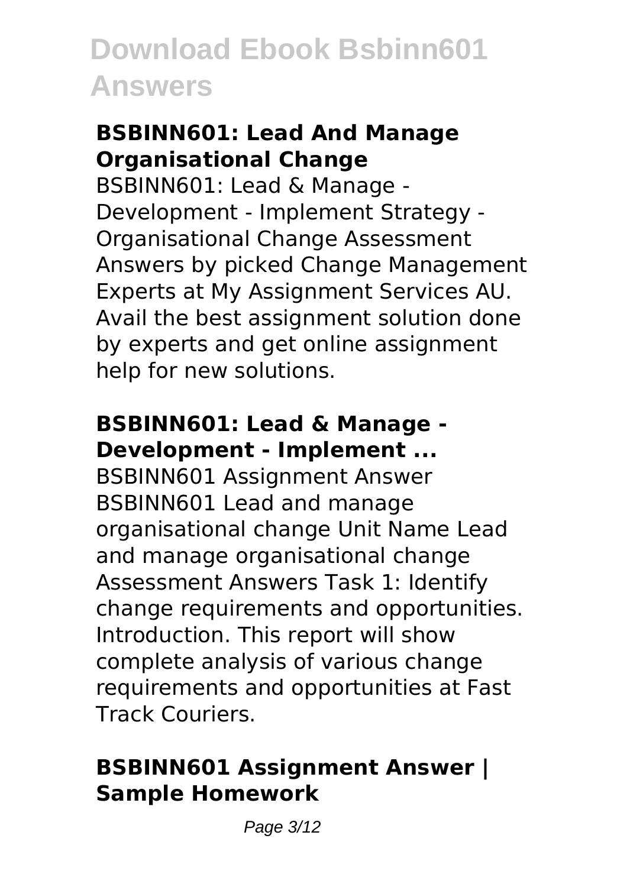### BSBINN601: Lead And Manage Organisational Change

BSBINN601: Lead & Manage - Development - Implement Strategy - Organisational Change Assessment Answers by picked Change Management Experts at My Assignment Services AU. Avail the best assignment solution done by experts and get online assignment help for new solutions.

### BSBINN601: Lead & Manage - Development - Implement ...

BSBINN601 Assignment Answer BSBINN601 Lead and manage organisational change Unit Name Lead and manage organisational change Assessment Answers Task 1: Identify change requirements and opportunities. Introduction. This report will show complete analysis of various change requirements and opportunities at Fast Track Couriers.

### BSBINN601 Assignment Answer | Sample Homework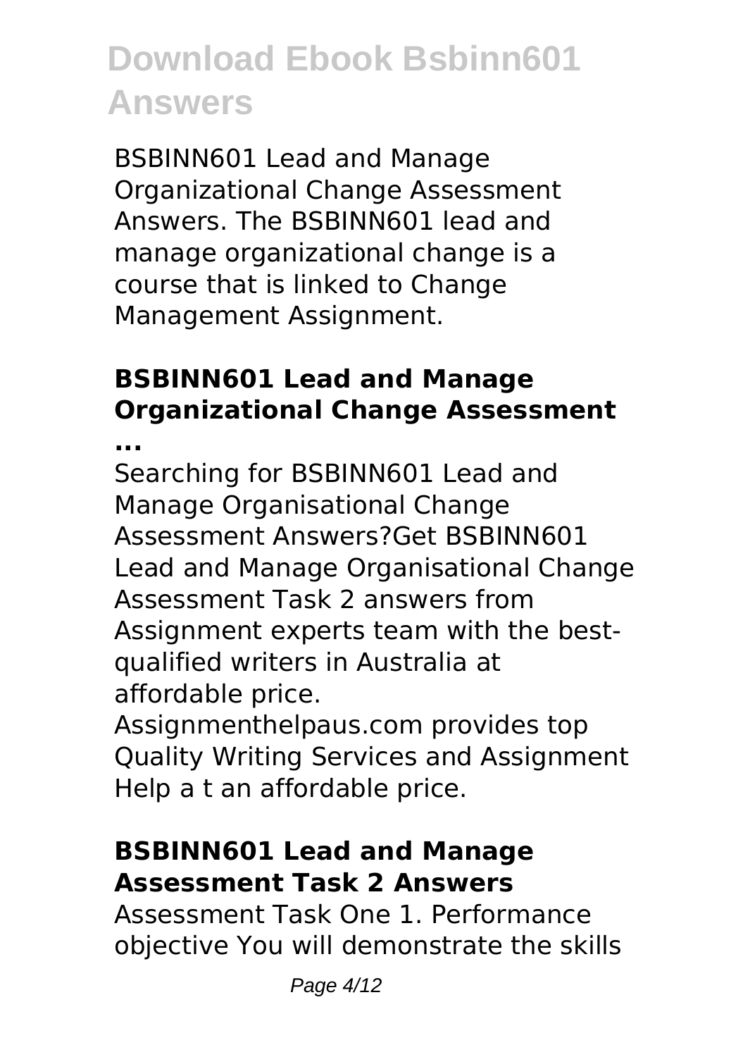BSBINN601 Lead and Manage Organizational Change Assessment Answers. The BSBINN601 lead and manage organizational change is a course that is linked to Change Management Assignment.

## BSBINN601 Lead and Manage Organizational Change Assessment ...

Searching for BSBINN601 Lead and Manage Organisational Change Assessment Answers?Get BSBINN601 Lead and Manage Organisational Change Assessment Task 2 answers from Assignment experts team with the best-qualified writers in Australia at affordable price. Assignmenthelpaus.com provides top Quality Writing Services and Assignment Help a t an affordable price.

## BSBINN601 Lead and Manage Assessment Task 2 Answers

Assessment Task One 1. Performance objective You will demonstrate the skills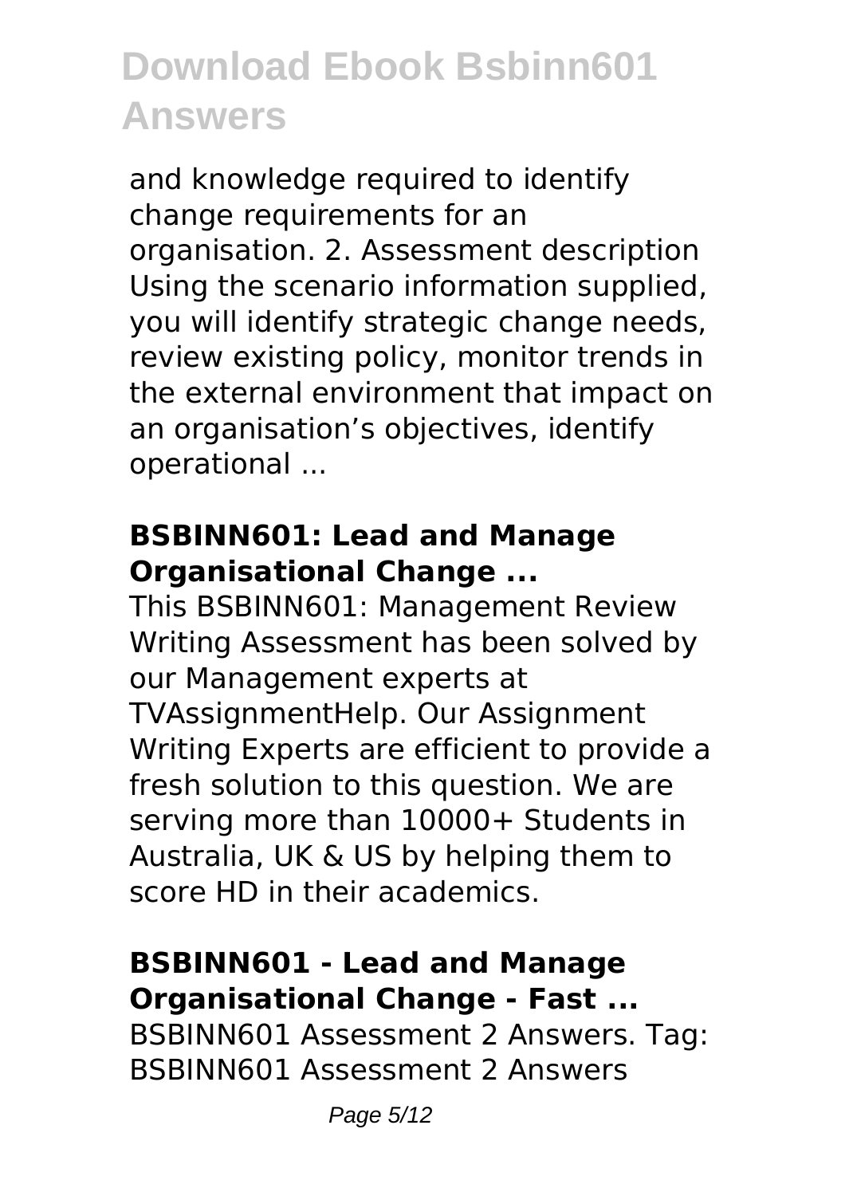and knowledge required to identify change requirements for an organisation. 2. Assessment description Using the scenario information supplied, you will identify strategic change needs, review existing policy, monitor trends in the external environment that impact on an organisation's objectives, identify operational ...

### BSBINN601: Lead and Manage Organisational Change ...

This BSBINN601: Management Review Writing Assessment has been solved by our Management experts at TVAssignmentHelp. Our Assignment Writing Experts are efficient to provide a fresh solution to this question. We are serving more than 10000+ Students in Australia, UK & US by helping them to score HD in their academics.

### BSBINN601 - Lead and Manage Organisational Change - Fast ...

BSBINN601 Assessment 2 Answers. Tag: BSBINN601 Assessment 2 Answers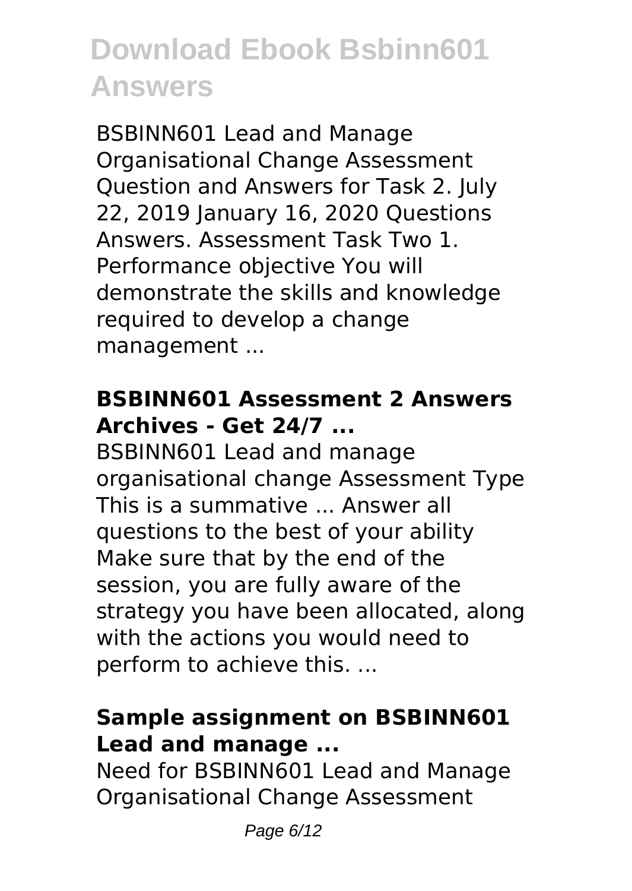BSBINN601 Lead and Manage Organisational Change Assessment Question and Answers for Task 2. July 22, 2019 January 16, 2020 Questions Answers. Assessment Task Two 1. Performance objective You will demonstrate the skills and knowledge required to develop a change management ...

### BSBINN601 Assessment 2 Answers Archives - Get 24/7 ...

BSBINN601 Lead and manage organisational change Assessment Type This is a summative ... Answer all questions to the best of your ability Make sure that by the end of the session, you are fully aware of the strategy you have been allocated, along with the actions you would need to perform to achieve this. ...

### Sample assignment on BSBINN601 Lead and manage ...

Need for BSBINN601 Lead and Manage Organisational Change Assessment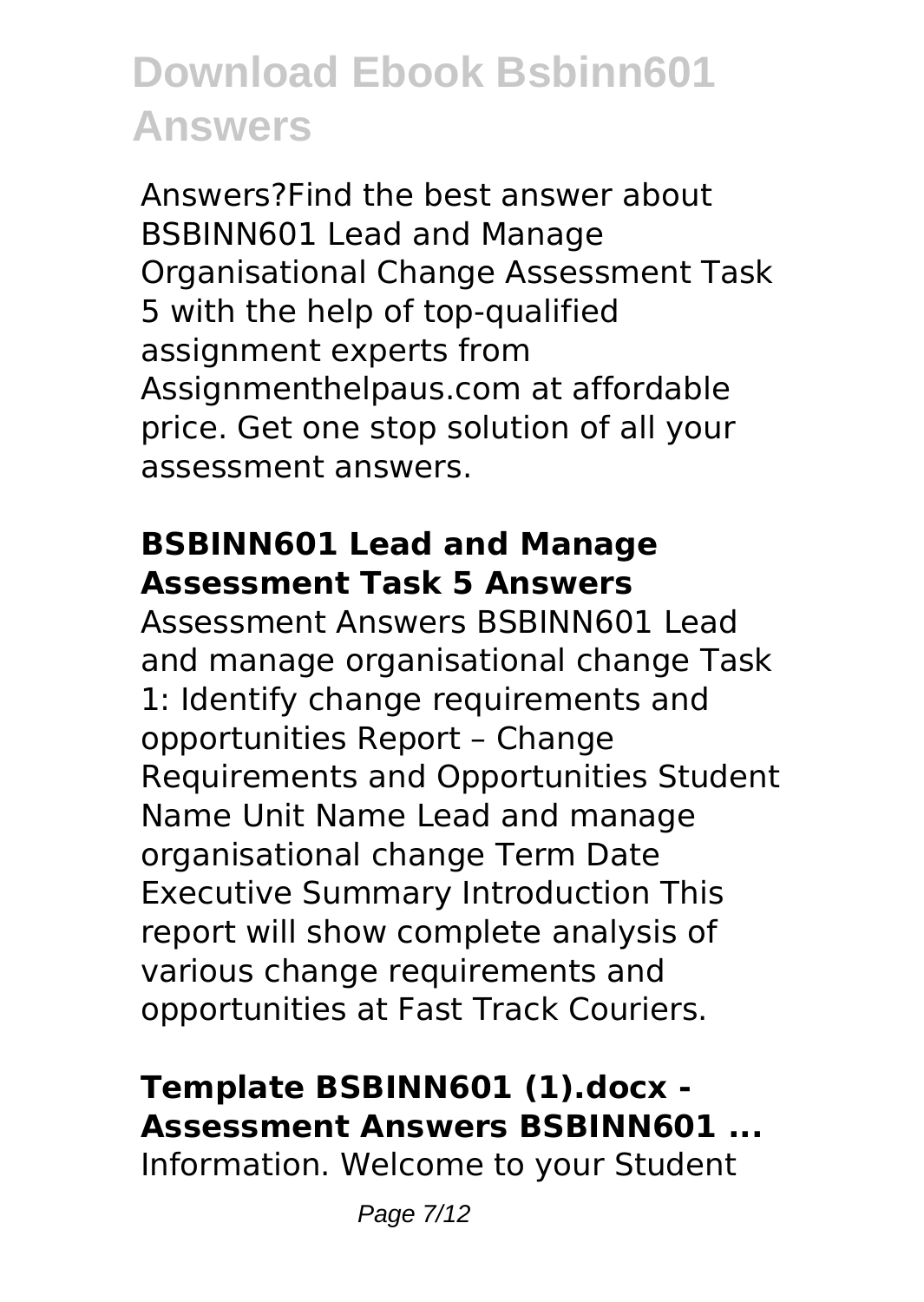Answers?Find the best answer about BSBINN601 Lead and Manage Organisational Change Assessment Task 5 with the help of top-qualified assignment experts from Assignmenthelpaus.com at affordable price. Get one stop solution of all your assessment answers.

## BSBINN601 Lead and Manage Assessment Task 5 Answers

Assessment Answers BSBINN601 Lead and manage organisational change Task 1: Identify change requirements and opportunities Report – Change Requirements and Opportunities Student Name Unit Name Lead and manage organisational change Term Date Executive Summary Introduction This report will show complete analysis of various change requirements and opportunities at Fast Track Couriers.

## Template BSBINN601 (1).docx - Assessment Answers BSBINN601 ...

Information. Welcome to your Student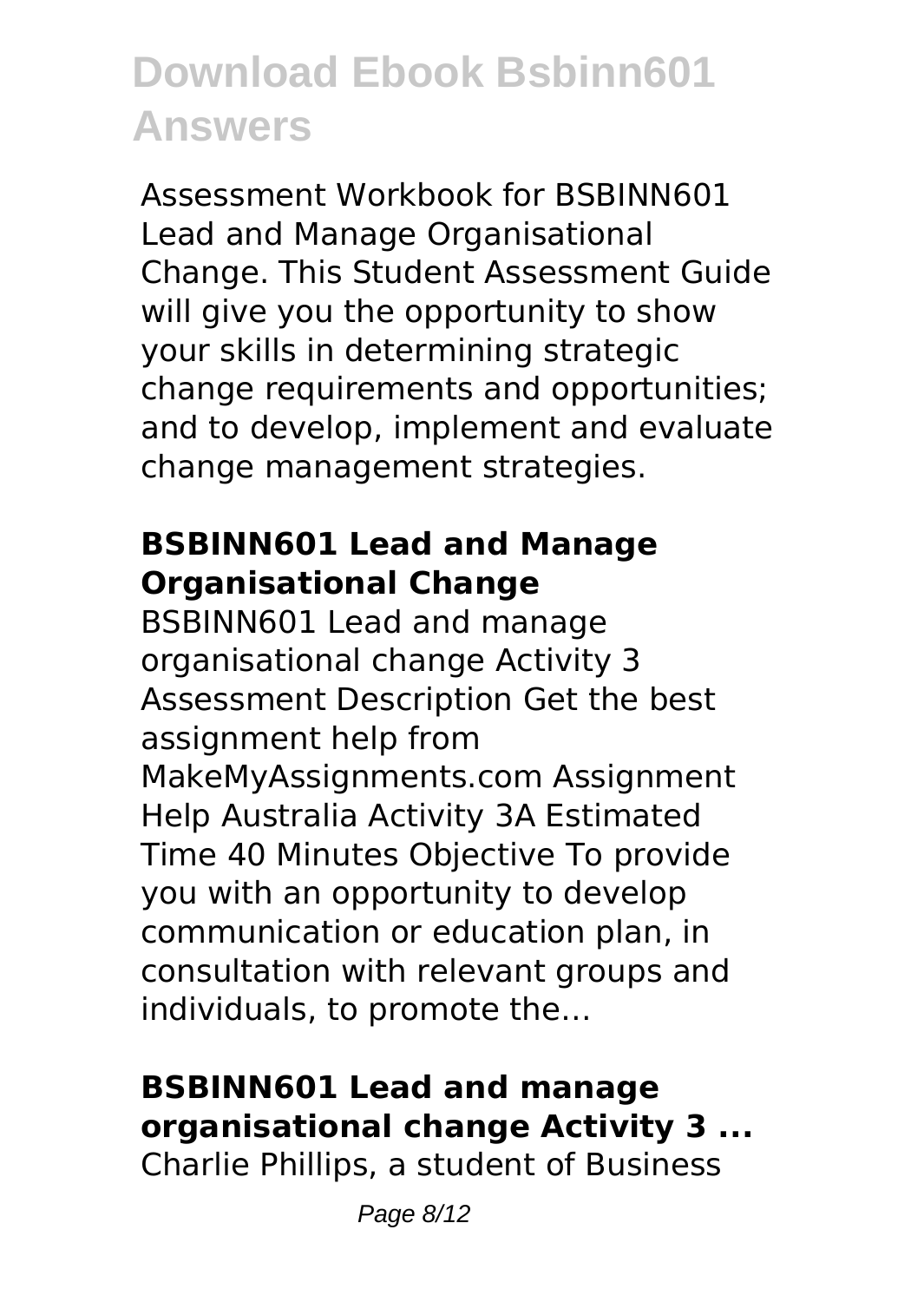Assessment Workbook for BSBINN601 Lead and Manage Organisational Change. This Student Assessment Guide will give you the opportunity to show your skills in determining strategic change requirements and opportunities; and to develop, implement and evaluate change management strategies.

## BSBINN601 Lead and Manage Organisational Change

BSBINN601 Lead and manage organisational change Activity 3 Assessment Description Get the best assignment help from MakeMyAssignments.com Assignment Help Australia Activity 3A Estimated Time 40 Minutes Objective To provide you with an opportunity to develop communication or education plan, in consultation with relevant groups and individuals, to promote the...

## BSBINN601 Lead and manage organisational change Activity 3 ...

Charlie Phillips, a student of Business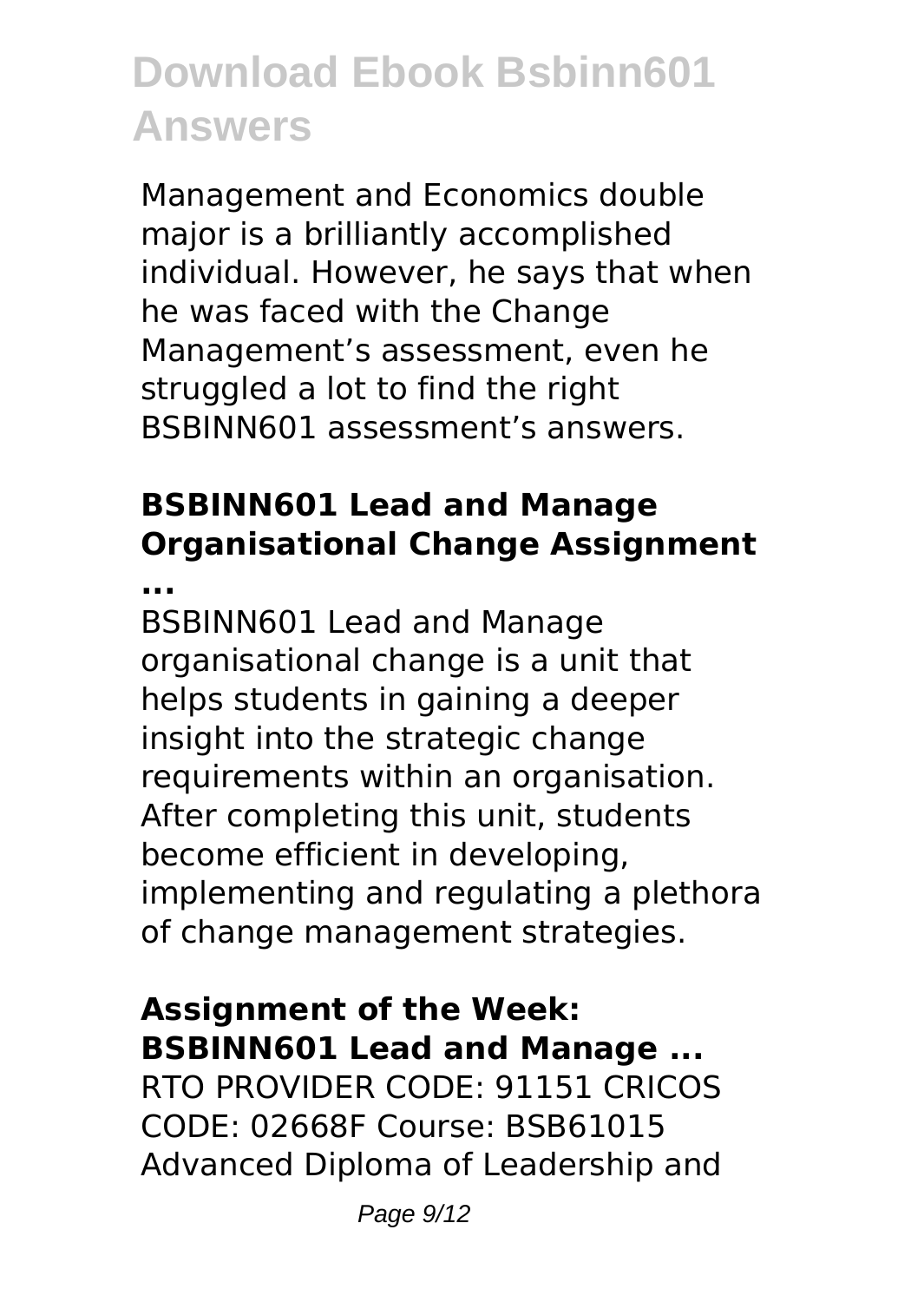Management and Economics double major is a brilliantly accomplished individual. However, he says that when he was faced with the Change Management's assessment, even he struggled a lot to find the right BSBINN601 assessment's answers.

### BSBINN601 Lead and Manage Organisational Change Assignment ...

BSBINN601 Lead and Manage organisational change is a unit that helps students in gaining a deeper insight into the strategic change requirements within an organisation. After completing this unit, students become efficient in developing, implementing and regulating a plethora of change management strategies.

### Assignment of the Week: BSBINN601 Lead and Manage ...

RTO PROVIDER CODE: 91151 CRICOS CODE: 02668F Course: BSB61015 Advanced Diploma of Leadership and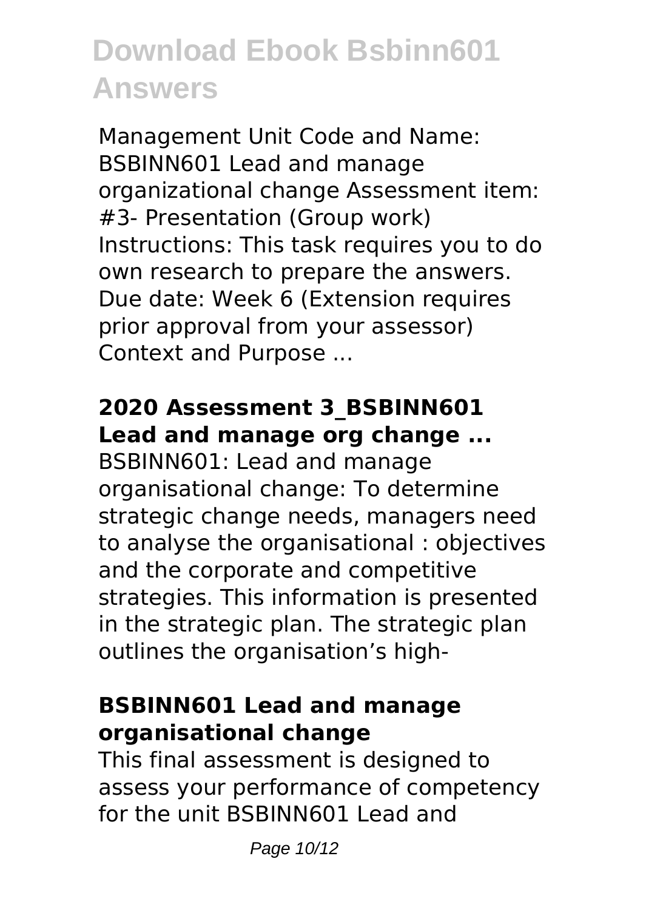Management Unit Code and Name: BSBINN601 Lead and manage organizational change Assessment item: #3- Presentation (Group work) Instructions: This task requires you to do own research to prepare the answers. Due date: Week 6 (Extension requires prior approval from your assessor) Context and Purpose ...

## 2020 Assessment 3_BSBINN601 Lead and manage org change ...

BSBINN601: Lead and manage organisational change: To determine strategic change needs, managers need to analyse the organisational : objectives and the corporate and competitive strategies. This information is presented in the strategic plan. The strategic plan outlines the organisation's high-

## BSBINN601 Lead and manage organisational change

This final assessment is designed to assess your performance of competency for the unit BSBINN601 Lead and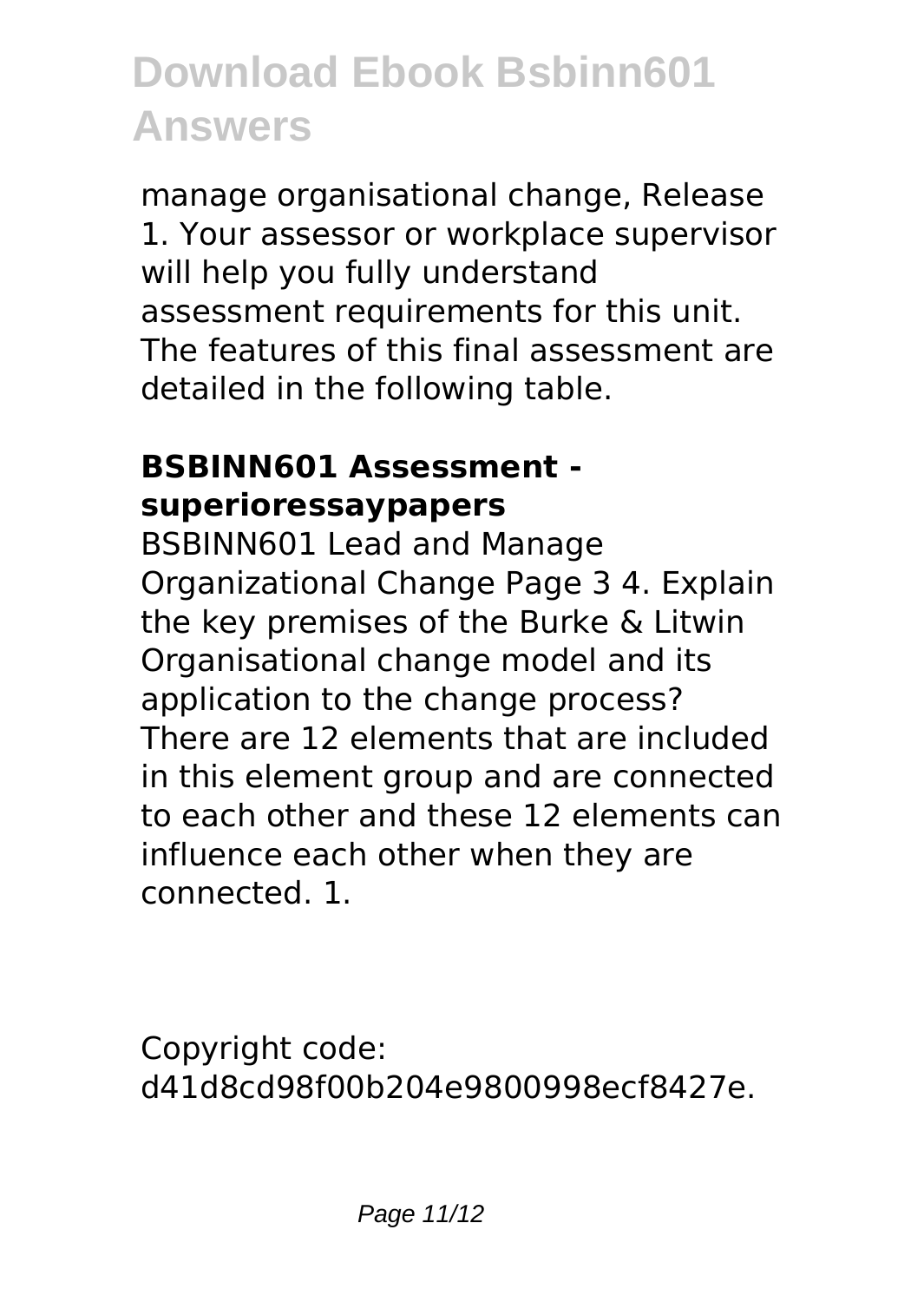manage organisational change, Release 1. Your assessor or workplace supervisor will help you fully understand assessment requirements for this unit. The features of this final assessment are detailed in the following table.

## BSBINN601 Assessment - superioressaypapers

BSBINN601 Lead and Manage Organizational Change Page 3 4. Explain the key premises of the Burke & Litwin Organisational change model and its application to the change process? There are 12 elements that are included in this element group and are connected to each other and these 12 elements can influence each other when they are connected. 1.

Copyright code: d41d8cd98f00b204e9800998ecf8427e.